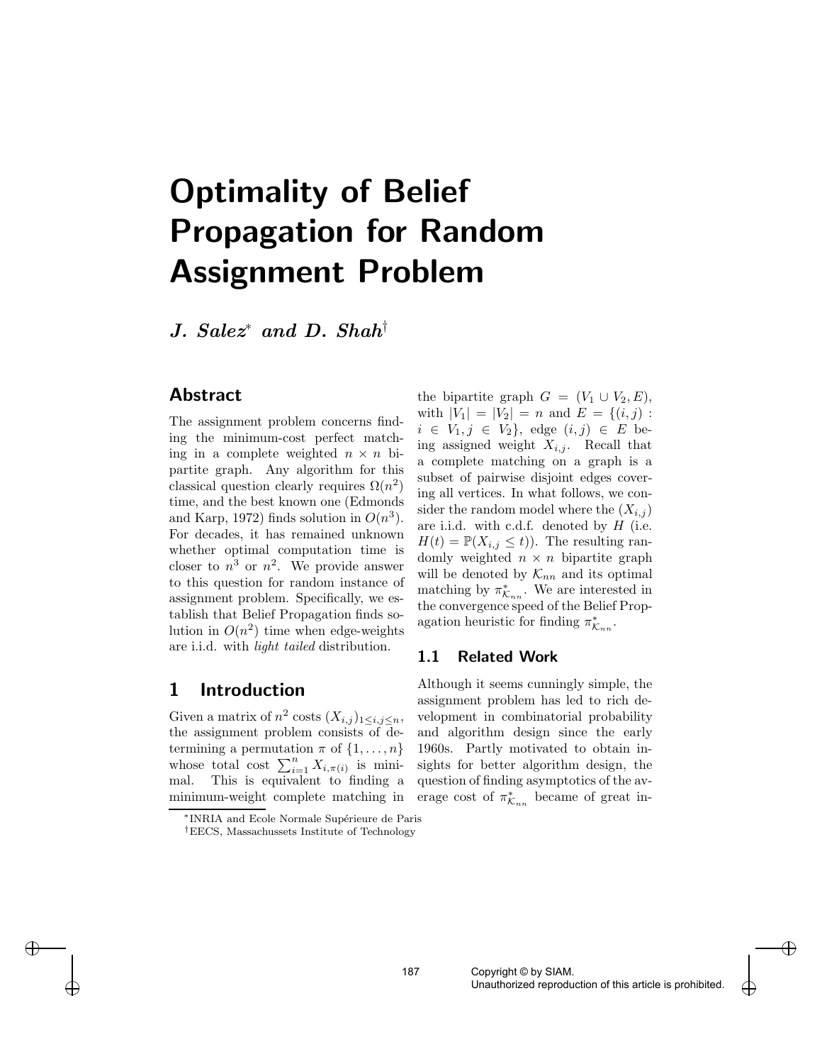# Optimality of Belief Propagation for Random Assignment Problem

***J. Salez[*] and D. Shah[†]***

## Abstract

The assignment problem concerns finding the minimum-cost perfect matching in a complete weighted $n \times n$ bipartite graph. Any algorithm for this classical question clearly requires $\Omega(n^2)$ time, and the best known one (Edmonds and Karp, 1972) finds solution in $O(n^3)$. For decades, it has remained unknown whether optimal computation time is closer to $n^3$ or $n^2$. We provide answer to this question for random instance of assignment problem. Specifically, we establish that Belief Propagation finds solution in $O(n^2)$ time when edge-weights are i.i.d. with *light tailed* distribution.

## 1 Introduction

Given a matrix of $n^2$ costs $(X_{i,j})_{1 \leq i,j \leq n}$, the assignment problem consists of determining a permutation $\pi$ of $\{1, \ldots, n\}$ whose total cost $\sum_{i=1}^{n} X_{i,\pi(i)}$ is minimal. This is equivalent to finding a minimum-weight complete matching in the bipartite graph $G = (V_1 \cup V_2, E)$, with $|V_1| = |V_2| = n$ and $E = \{(i,j) : i \in V_1, j \in V_2\}$, edge $(i,j) \in E$ being assigned weight $X_{i,j}$. Recall that a complete matching on a graph is a subset of pairwise disjoint edges covering all vertices. In what follows, we consider the random model where the $(X_{i,j})$ are i.i.d. with c.d.f. denoted by $H$ (i.e. $H(t) = \mathbb{P}(X_{i,j} \leq t)$). The resulting randomly weighted $n \times n$ bipartite graph will be denoted by $\mathcal{K}_{nn}$ and its optimal matching by $\pi^*_{\mathcal{K}_{nn}}$. We are interested in the convergence speed of the Belief Propagation heuristic for finding $\pi^*_{\mathcal{K}_{nn}}$.

### 1.1 Related Work

Although it seems cunningly simple, the assignment problem has led to rich development in combinatorial probability and algorithm design since the early 1960s. Partly motivated to obtain insights for better algorithm design, the question of finding asymptotics of the average cost of $\pi^*_{\mathcal{K}_{nn}}$ became of great in-

[*] INRIA and Ecole Normale Supérieure de Paris

[†] EECS, Massachussets Institute of Technology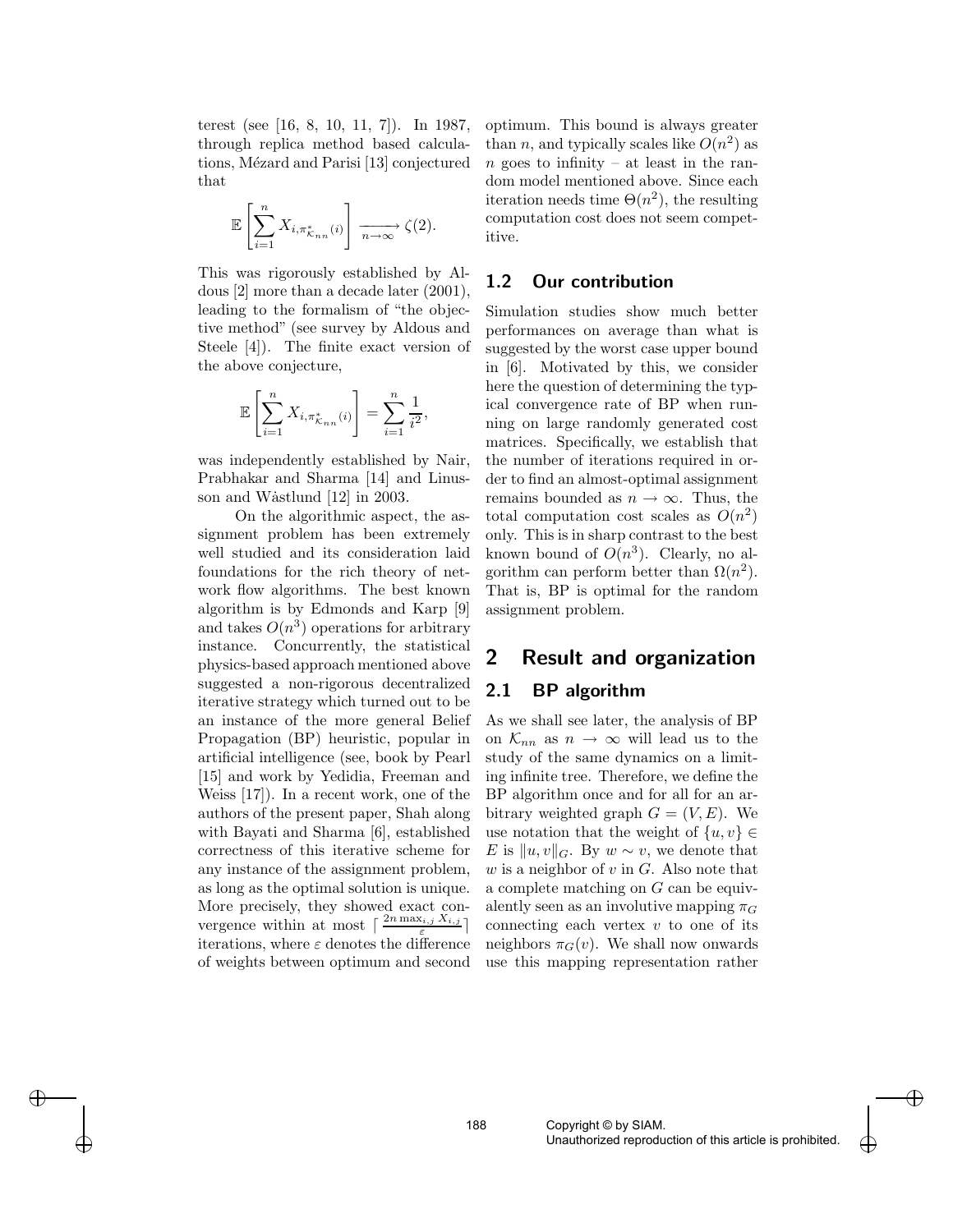terest (see [16, 8, 10, 11, 7]). In 1987, through replica method based calculations, Mézard and Parisi [13] conjectured that

$$\mathbb{E}\left[\sum_{i=1}^{n} X_{i,\pi^*_{\mathcal{K}_{nn}}(i)}\right] \xrightarrow[n\to\infty]{} \zeta(2).$$

This was rigorously established by Aldous [2] more than a decade later (2001), leading to the formalism of "the objective method" (see survey by Aldous and Steele [4]). The finite exact version of the above conjecture,

$$\mathbb{E}\left[\sum_{i=1}^{n} X_{i,\pi^*_{\mathcal{K}_{nn}}(i)}\right] = \sum_{i=1}^{n} \frac{1}{i^2},$$

was independently established by Nair, Prabhakar and Sharma [14] and Linusson and Wåstlund [12] in 2003.

On the algorithmic aspect, the assignment problem has been extremely well studied and its consideration laid foundations for the rich theory of network flow algorithms. The best known algorithm is by Edmonds and Karp [9] and takes $O(n^3)$ operations for arbitrary instance. Concurrently, the statistical physics-based approach mentioned above suggested a non-rigorous decentralized iterative strategy which turned out to be an instance of the more general Belief Propagation (BP) heuristic, popular in artificial intelligence (see, book by Pearl [15] and work by Yedidia, Freeman and Weiss [17]). In a recent work, one of the authors of the present paper, Shah along with Bayati and Sharma [6], established correctness of this iterative scheme for any instance of the assignment problem, as long as the optimal solution is unique. More precisely, they showed exact convergence within at most $\lceil \frac{2n \max_{i,j} X_{i,j}}{\varepsilon} \rceil$ iterations, where $\varepsilon$ denotes the difference of weights between optimum and second optimum. This bound is always greater than $n$, and typically scales like $O(n^2)$ as $n$ goes to infinity – at least in the random model mentioned above. Since each iteration needs time $\Theta(n^2)$, the resulting computation cost does not seem competitive.

### 1.2 Our contribution

Simulation studies show much better performances on average than what is suggested by the worst case upper bound in [6]. Motivated by this, we consider here the question of determining the typical convergence rate of BP when running on large randomly generated cost matrices. Specifically, we establish that the number of iterations required in order to find an almost-optimal assignment remains bounded as $n \to \infty$. Thus, the total computation cost scales as $O(n^2)$ only. This is in sharp contrast to the best known bound of $O(n^3)$. Clearly, no algorithm can perform better than $\Omega(n^2)$. That is, BP is optimal for the random assignment problem.

## 2 Result and organization

### 2.1 BP algorithm

As we shall see later, the analysis of BP on $\mathcal{K}_{nn}$ as $n \to \infty$ will lead us to the study of the same dynamics on a limiting infinite tree. Therefore, we define the BP algorithm once and for all for an arbitrary weighted graph $G = (V, E)$. We use notation that the weight of $\{u, v\} \in E$ is $\|u, v\|_G$. By $w \sim v$, we denote that $w$ is a neighbor of $v$ in $G$. Also note that a complete matching on $G$ can be equivalently seen as an involutive mapping $\pi_G$ connecting each vertex $v$ to one of its neighbors $\pi_G(v)$. We shall now onwards use this mapping representation rather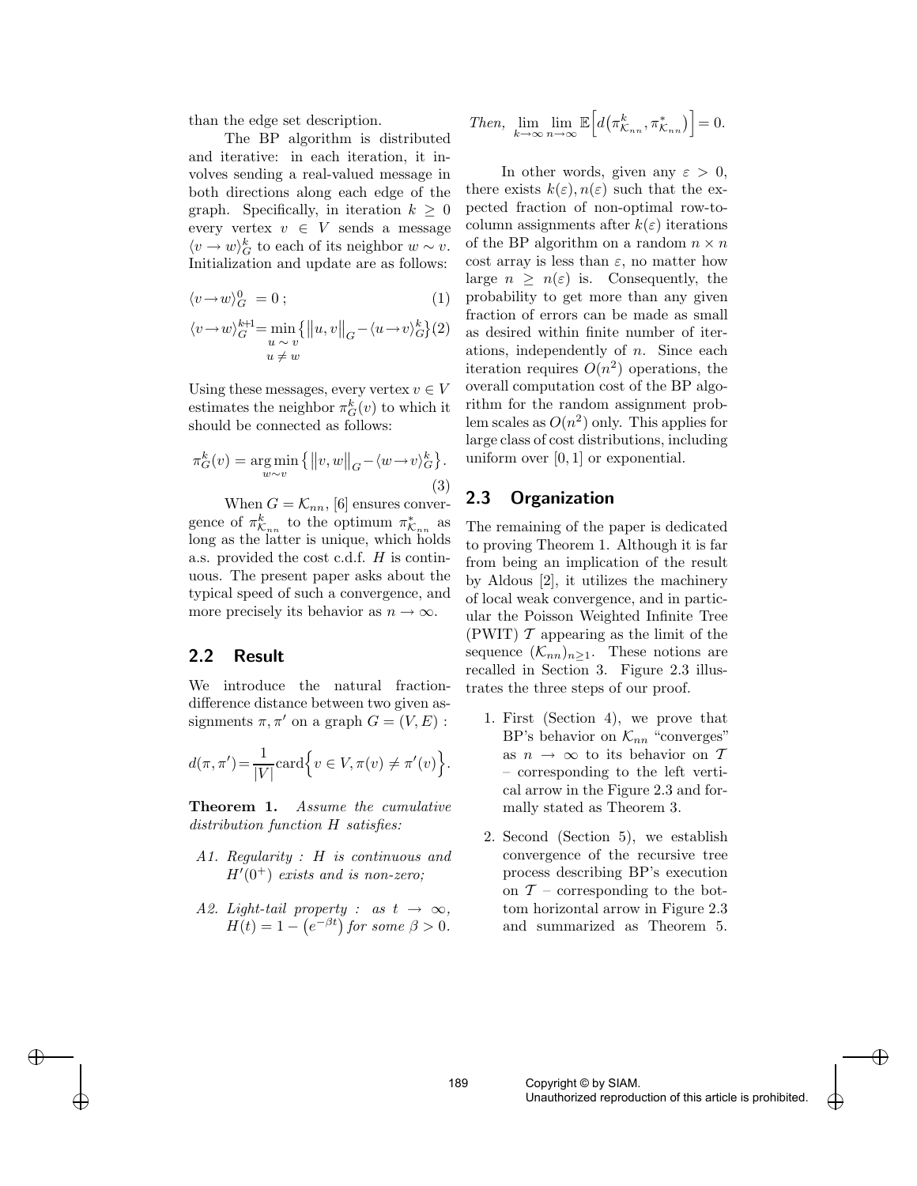than the edge set description.

The BP algorithm is distributed and iterative: in each iteration, it involves sending a real-valued message in both directions along each edge of the graph. Specifically, in iteration $k \geq 0$ every vertex $v \in V$ sends a message $\langle v \to w \rangle_G^k$ to each of its neighbor $w \sim v$. Initialization and update are as follows:

$$\langle v \to w \rangle_G^0 = 0 \, ; \tag{1}$$

$$\langle v \to w \rangle_G^{k+1} = \min_{\substack{u \sim v \\ u \neq w}} \left\{ \|u, v\|_G - \langle u \to v \rangle_G^k \right\} \tag{2}$$

Using these messages, every vertex $v \in V$ estimates the neighbor $\pi_G^k(v)$ to which it should be connected as follows:

$$\pi_G^k(v) = \underset{w \sim v}{\arg\min} \left\{ \|v, w\|_G - \langle w \to v \rangle_G^k \right\}. \tag{3}$$

When $G = \mathcal{K}_{nn}$, [6] ensures convergence of $\pi_{\mathcal{K}_{nn}}^k$ to the optimum $\pi_{\mathcal{K}_{nn}}^*$ as long as the latter is unique, which holds a.s. provided the cost c.d.f. $H$ is continuous. The present paper asks about the typical speed of such a convergence, and more precisely its behavior as $n \to \infty$.

## 2.2 Result

We introduce the natural fraction-difference distance between two given assignments $\pi, \pi'$ on a graph $G = (V, E)$ :

$$d(\pi, \pi') = \frac{1}{|V|} \text{card} \Big\{ v \in V, \pi(v) \neq \pi'(v) \Big\}.$$

**Theorem 1.** *Assume the cumulative distribution function $H$ satisfies:*

- *A1. Regularity : $H$ is continuous and $H'(0^+)$ exists and is non-zero;*
- *A2. Light-tail property : as $t \to \infty$, $H(t) = 1 - \left(e^{-\beta t}\right)$ for some $\beta > 0$.*

*Then,* $\lim_{k \to \infty} \lim_{n \to \infty} \mathbb{E}\Big[ d\big(\pi_{\mathcal{K}_{nn}}^k, \pi_{\mathcal{K}_{nn}}^*\big) \Big] = 0.$

In other words, given any $\varepsilon > 0$, there exists $k(\varepsilon), n(\varepsilon)$ such that the expected fraction of non-optimal row-to-column assignments after $k(\varepsilon)$ iterations of the BP algorithm on a random $n \times n$ cost array is less than $\varepsilon$, no matter how large $n \geq n(\varepsilon)$ is. Consequently, the probability to get more than any given fraction of errors can be made as small as desired within finite number of iterations, independently of $n$. Since each iteration requires $O(n^2)$ operations, the overall computation cost of the BP algorithm for the random assignment problem scales as $O(n^2)$ only. This applies for large class of cost distributions, including uniform over $[0, 1]$ or exponential.

## 2.3 Organization

The remaining of the paper is dedicated to proving Theorem 1. Although it is far from being an implication of the result by Aldous [2], it utilizes the machinery of local weak convergence, and in particular the Poisson Weighted Infinite Tree (PWIT) $\mathcal{T}$ appearing as the limit of the sequence $(\mathcal{K}_{nn})_{n \geq 1}$. These notions are recalled in Section 3. Figure 2.3 illustrates the three steps of our proof.

1. First (Section 4), we prove that BP's behavior on $\mathcal{K}_{nn}$ "converges" as $n \to \infty$ to its behavior on $\mathcal{T}$ – corresponding to the left vertical arrow in the Figure 2.3 and formally stated as Theorem 3.
2. Second (Section 5), we establish convergence of the recursive tree process describing BP's execution on $\mathcal{T}$ – corresponding to the bottom horizontal arrow in Figure 2.3 and summarized as Theorem 5.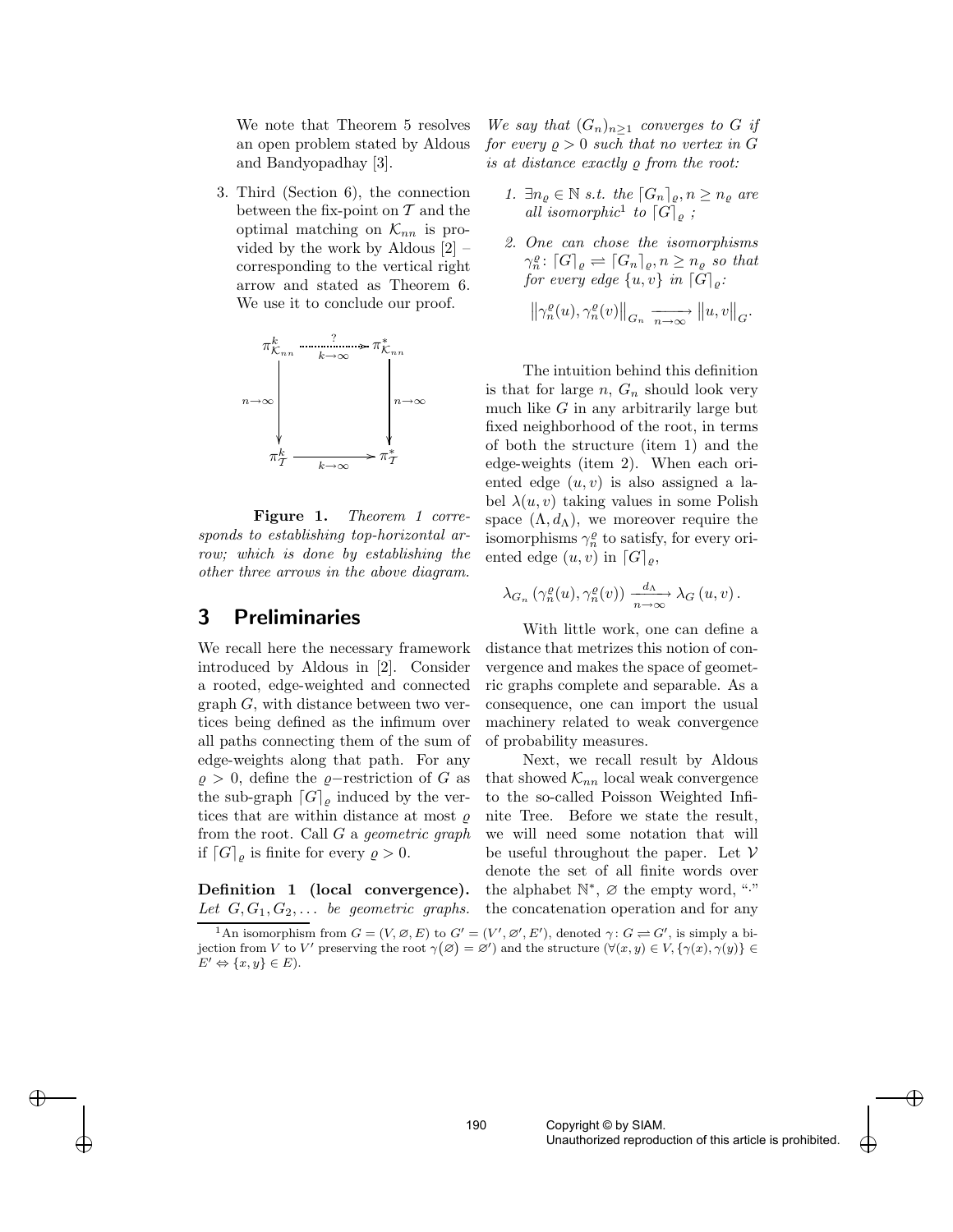We note that Theorem 5 resolves an open problem stated by Aldous and Bandyopadhay [3].

3. Third (Section 6), the connection between the fix-point on $\mathcal{T}$ and the optimal matching on $\mathcal{K}_{nn}$ is provided by the work by Aldous [2] – corresponding to the vertical right arrow and stated as Theorem 6. We use it to conclude our proof.

$$
\begin{array}{ccc}
\pi^k_{\mathcal{K}_{nn}} & \overset{?}{\underset{k\to\infty}{\dashrightarrow}} & \pi^*_{\mathcal{K}_{nn}} \\
{\scriptstyle n\to\infty}\downarrow & & \downarrow{\scriptstyle n\to\infty} \\
\pi^k_{\mathcal{T}} & \underset{k\to\infty}{\longrightarrow} & \pi^*_{\mathcal{T}}
\end{array}
$$

**Figure 1.** *Theorem 1 corresponds to establishing top-horizontal arrow; which is done by establishing the other three arrows in the above diagram.*

## 3 Preliminaries

We recall here the necessary framework introduced by Aldous in [2]. Consider a rooted, edge-weighted and connected graph $G$, with distance between two vertices being defined as the infimum over all paths connecting them of the sum of edge-weights along that path. For any $\varrho > 0$, define the $\varrho$−restriction of $G$ as the sub-graph $\lceil G \rceil_\varrho$ induced by the vertices that are within distance at most $\varrho$ from the root. Call $G$ a *geometric graph* if $\lceil G \rceil_\varrho$ is finite for every $\varrho > 0$.

**Definition 1 (local convergence).** *Let $G, G_1, G_2, \ldots$ be geometric graphs. We say that $(G_n)_{n\geq 1}$ converges to $G$ if for every $\varrho > 0$ such that no vertex in $G$ is at distance exactly $\varrho$ from the root:*

1. *$\exists n_\varrho \in \mathbb{N}$ s.t. the $\lceil G_n \rceil_\varrho, n \geq n_\varrho$ are all isomorphic[1] to $\lceil G \rceil_\varrho$ ;*
2. *One can chose the isomorphisms $\gamma_n^\varrho \colon \lceil G \rceil_\varrho \rightleftharpoons \lceil G_n \rceil_\varrho, n \geq n_\varrho$ so that for every edge $\{u, v\}$ in $\lceil G \rceil_\varrho$:*

$$\left\| \gamma_n^\varrho(u), \gamma_n^\varrho(v) \right\|_{G_n} \xrightarrow[n\to\infty]{} \left\| u, v \right\|_G.$$

The intuition behind this definition is that for large $n$, $G_n$ should look very much like $G$ in any arbitrarily large but fixed neighborhood of the root, in terms of both the structure (item 1) and the edge-weights (item 2). When each oriented edge $(u, v)$ is also assigned a label $\lambda(u, v)$ taking values in some Polish space $(\Lambda, d_\Lambda)$, we moreover require the isomorphisms $\gamma_n^\varrho$ to satisfy, for every oriented edge $(u, v)$ in $\lceil G \rceil_\varrho$,

$$\lambda_{G_n}\left(\gamma_n^\varrho(u), \gamma_n^\varrho(v)\right) \xrightarrow[n\to\infty]{d_\Lambda} \lambda_G\left(u, v\right).$$

With little work, one can define a distance that metrizes this notion of convergence and makes the space of geometric graphs complete and separable. As a consequence, one can import the usual machinery related to weak convergence of probability measures.

Next, we recall result by Aldous that showed $\mathcal{K}_{nn}$ local weak convergence to the so-called Poisson Weighted Infinite Tree. Before we state the result, we will need some notation that will be useful throughout the paper. Let $\mathcal{V}$ denote the set of all finite words over the alphabet $\mathbb{N}^*$, $\varnothing$ the empty word, "." the concatenation operation and for any

[1] An isomorphism from $G = (V, \varnothing, E)$ to $G' = (V', \varnothing', E')$, denoted $\gamma \colon G \rightleftharpoons G'$, is simply a bijection from $V$ to $V'$ preserving the root $\gamma(\varnothing) = \varnothing'$ and the structure ($\forall(x, y) \in V, \{\gamma(x), \gamma(y)\} \in E' \Leftrightarrow \{x, y\} \in E$).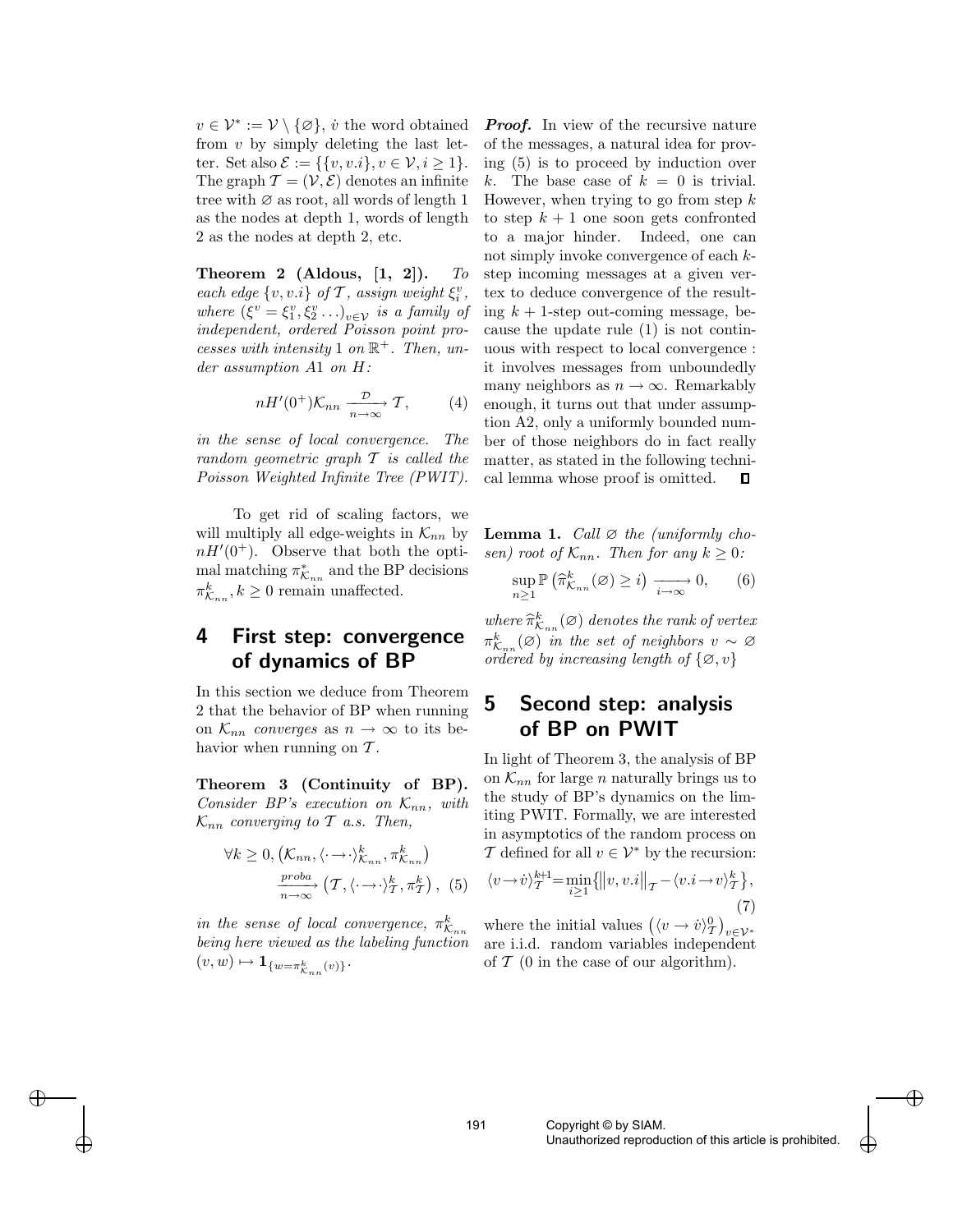$v \in \mathcal{V}^* := \mathcal{V} \setminus \{\varnothing\}$, $\dot{v}$ the word obtained from $v$ by simply deleting the last letter. Set also $\mathcal{E} := \{\{v, v.i\}, v \in \mathcal{V}, i \geq 1\}$. The graph $\mathcal{T} = (\mathcal{V}, \mathcal{E})$ denotes an infinite tree with $\varnothing$ as root, all words of length 1 as the nodes at depth 1, words of length 2 as the nodes at depth 2, etc.

**Theorem 2 (Aldous, [1, 2]).** *To each edge $\{v, v.i\}$ of $\mathcal{T}$, assign weight $\xi_i^v$, where $(\xi^v = \xi_1^v, \xi_2^v \ldots)_{v \in \mathcal{V}}$ is a family of independent, ordered Poisson point processes with intensity 1 on $\mathbb{R}^+$. Then, under assumption A1 on $H$:*

$$nH'(0^+)\mathcal{K}_{nn} \xrightarrow[n \to \infty]{\mathcal{D}} \mathcal{T}, \tag{4}$$

*in the sense of local convergence. The random geometric graph $\mathcal{T}$ is called the Poisson Weighted Infinite Tree (PWIT).*

To get rid of scaling factors, we will multiply all edge-weights in $\mathcal{K}_{nn}$ by $nH'(0^+)$. Observe that both the optimal matching $\pi^*_{\mathcal{K}_{nn}}$ and the BP decisions $\pi^k_{\mathcal{K}_{nn}}, k \geq 0$ remain unaffected.

## 4 First step: convergence of dynamics of BP

In this section we deduce from Theorem 2 that the behavior of BP when running on $\mathcal{K}_{nn}$ *converges* as $n \to \infty$ to its behavior when running on $\mathcal{T}$.

**Theorem 3 (Continuity of BP).** *Consider BP's execution on $\mathcal{K}_{nn}$, with $\mathcal{K}_{nn}$ converging to $\mathcal{T}$ a.s. Then,*

$$\forall k \geq 0, \left(\mathcal{K}_{nn}, \langle \cdot \to \cdot \rangle^k_{\mathcal{K}_{nn}}, \pi^k_{\mathcal{K}_{nn}}\right) \xrightarrow[n \to \infty]{proba} \left(\mathcal{T}, \langle \cdot \to \cdot \rangle^k_{\mathcal{T}}, \pi^k_{\mathcal{T}}\right), \tag{5}$$

*in the sense of local convergence, $\pi^k_{\mathcal{K}_{nn}}$ being here viewed as the labeling function $(v, w) \mapsto \mathbf{1}_{\{w = \pi^k_{\mathcal{K}_{nn}}(v)\}}$.*

***Proof.*** In view of the recursive nature of the messages, a natural idea for proving (5) is to proceed by induction over $k$. The base case of $k = 0$ is trivial. However, when trying to go from step $k$ to step $k+1$ one soon gets confronted to a major hinder. Indeed, one can not simply invoke convergence of each $k$-step incoming messages at a given vertex to deduce convergence of the resulting $k+1$-step out-coming message, because the update rule (1) is not continuous with respect to local convergence : it involves messages from unboundedly many neighbors as $n \to \infty$. Remarkably enough, it turns out that under assumption A2, only a uniformly bounded number of those neighbors do in fact really matter, as stated in the following technical lemma whose proof is omitted. ∎

**Lemma 1.** *Call $\varnothing$ the (uniformly chosen) root of $\mathcal{K}_{nn}$. Then for any $k \geq 0$:*

$$\sup_{n \geq 1} \mathbb{P}\left(\widehat{\pi}^k_{\mathcal{K}_{nn}}(\varnothing) \geq i\right) \xrightarrow[i \to \infty]{} 0, \tag{6}$$

*where $\widehat{\pi}^k_{\mathcal{K}_{nn}}(\varnothing)$ denotes the rank of vertex $\pi^k_{\mathcal{K}_{nn}}(\varnothing)$ in the set of neighbors $v \sim \varnothing$ ordered by increasing length of $\{\varnothing, v\}$*

## 5 Second step: analysis of BP on PWIT

In light of Theorem 3, the analysis of BP on $\mathcal{K}_{nn}$ for large $n$ naturally brings us to the study of BP's dynamics on the limiting PWIT. Formally, we are interested in asymptotics of the random process on $\mathcal{T}$ defined for all $v \in \mathcal{V}^*$ by the recursion:

$$\langle v \to \dot{v} \rangle^{k+1}_{\mathcal{T}} = \min_{i \geq 1} \left\{ \left\| v, v.i \right\|_{\mathcal{T}} - \langle v.i \to v \rangle^k_{\mathcal{T}} \right\}, \tag{7}$$

where the initial values $\left(\langle v \to \dot{v} \rangle^0_{\mathcal{T}}\right)_{v \in \mathcal{V}^*}$ are i.i.d. random variables independent of $\mathcal{T}$ (0 in the case of our algorithm).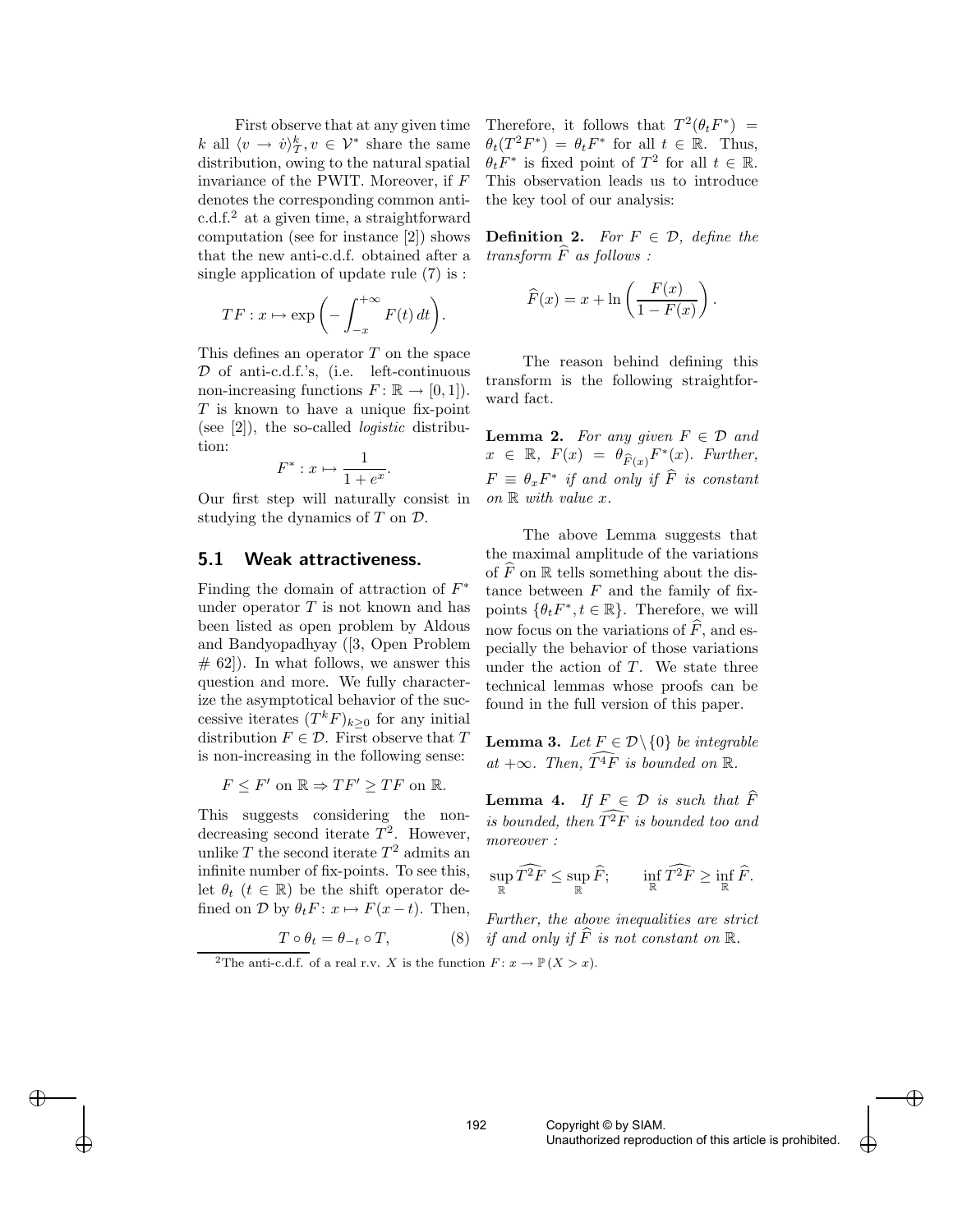First observe that at any given time $k$ all $\langle v \to \dot{v} \rangle_{\mathcal{T}}^k, v \in \mathcal{V}^*$ share the same distribution, owing to the natural spatial invariance of the PWIT. Moreover, if $F$ denotes the corresponding common anti-c.d.f.[2] at a given time, a straightforward computation (see for instance [2]) shows that the new anti-c.d.f. obtained after a single application of update rule (7) is :

$$TF : x \mapsto \exp\left( - \int_{-x}^{+\infty} F(t)\, dt \right).$$

This defines an operator $T$ on the space $\mathcal{D}$ of anti-c.d.f.'s, (i.e. left-continuous non-increasing functions $F\colon \mathbb{R} \to [0,1]$). $T$ is known to have a unique fix-point (see [2]), the so-called *logistic* distribution:

$$F^* : x \mapsto \frac{1}{1+e^x}.$$

Our first step will naturally consist in studying the dynamics of $T$ on $\mathcal{D}$.

## 5.1 Weak attractiveness.

Finding the domain of attraction of $F^*$ under operator $T$ is not known and has been listed as open problem by Aldous and Bandyopadhyay ([3, Open Problem # 62]). In what follows, we answer this question and more. We fully characterize the asymptotical behavior of the successive iterates $(T^k F)_{k\geq 0}$ for any initial distribution $F \in \mathcal{D}$. First observe that $T$ is non-increasing in the following sense:

$$F \leq F' \text{ on } \mathbb{R} \Rightarrow TF' \geq TF \text{ on } \mathbb{R}.$$

This suggests considering the non-decreasing second iterate $T^2$. However, unlike $T$ the second iterate $T^2$ admits an infinite number of fix-points. To see this, let $\theta_t$ ($t \in \mathbb{R}$) be the shift operator defined on $\mathcal{D}$ by $\theta_t F\colon x \mapsto F(x-t)$. Then,

$$T \circ \theta_t = \theta_{-t} \circ T, \tag{8}$$

Therefore, it follows that $T^2(\theta_t F^*) = \theta_t(T^2 F^*) = \theta_t F^*$ for all $t \in \mathbb{R}$. Thus, $\theta_t F^*$ is fixed point of $T^2$ for all $t \in \mathbb{R}$. This observation leads us to introduce the key tool of our analysis:

**Definition 2.** *For $F \in \mathcal{D}$, define the transform $\widehat{F}$ as follows :*

$$\widehat{F}(x) = x + \ln\left( \frac{F(x)}{1-F(x)} \right).$$

The reason behind defining this transform is the following straightforward fact.

**Lemma 2.** *For any given $F \in \mathcal{D}$ and $x \in \mathbb{R}$, $F(x) = \theta_{\widehat{F}(x)} F^*(x)$. Further, $F \equiv \theta_x F^*$ if and only if $\widehat{F}$ is constant on $\mathbb{R}$ with value $x$.*

The above Lemma suggests that the maximal amplitude of the variations of $\widehat{F}$ on $\mathbb{R}$ tells something about the distance between $F$ and the family of fix-points $\{\theta_t F^*, t \in \mathbb{R}\}$. Therefore, we will now focus on the variations of $\widehat{F}$, and especially the behavior of those variations under the action of $T$. We state three technical lemmas whose proofs can be found in the full version of this paper.

**Lemma 3.** *Let $F \in \mathcal{D} \setminus \{0\}$ be integrable at $+\infty$. Then, $\widehat{T^4 F}$ is bounded on $\mathbb{R}$.*

**Lemma 4.** *If $F \in \mathcal{D}$ is such that $\widehat{F}$ is bounded, then $\widehat{T^2 F}$ is bounded too and moreover :*

$$\sup_{\mathbb{R}} \widehat{T^2 F} \leq \sup_{\mathbb{R}} \widehat{F}; \qquad \inf_{\mathbb{R}} \widehat{T^2 F} \geq \inf_{\mathbb{R}} \widehat{F}.$$

*Further, the above inequalities are strict if and only if $\widehat{F}$ is not constant on $\mathbb{R}$.*

[2] The anti-c.d.f. of a real r.v. $X$ is the function $F\colon x \to \mathbb{P}(X > x)$.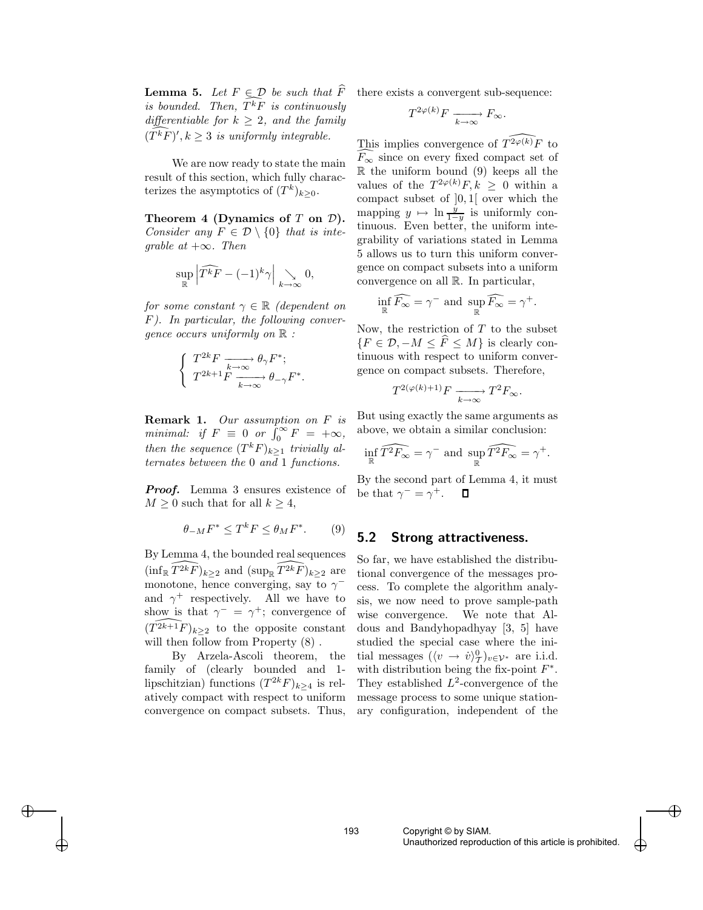**Lemma 5.** *Let $F \in \mathcal{D}$ be such that $\widehat{F}$ is bounded. Then, $\widehat{T^k F}$ is continuously differentiable for $k \geq 2$, and the family $(\widehat{T^k F})', k \geq 3$ is uniformly integrable.*

We are now ready to state the main result of this section, which fully characterizes the asymptotics of $(T^k)_{k \geq 0}$.

**Theorem 4 (Dynamics of $T$ on $\mathcal{D}$).** *Consider any $F \in \mathcal{D} \setminus \{0\}$ that is integrable at $+\infty$. Then*

$$\sup_{\mathbb{R}} \left| \widehat{T^k F} - (-1)^k \gamma \right| \underset{k \to \infty}{\searrow} 0,$$

*for some constant $\gamma \in \mathbb{R}$ (dependent on $F$). In particular, the following convergence occurs uniformly on $\mathbb{R}$ :*

$$\begin{cases} T^{2k} F \xrightarrow[k \to \infty]{} \theta_\gamma F^*; \\ T^{2k+1} F \xrightarrow[k \to \infty]{} \theta_{-\gamma} F^*. \end{cases}$$

**Remark 1.** *Our assumption on $F$ is minimal: if $F \equiv 0$ or $\int_0^\infty F = +\infty$, then the sequence $(T^k F)_{k \geq 1}$ trivially alternates between the 0 and 1 functions.*

***Proof.*** Lemma 3 ensures existence of $M \geq 0$ such that for all $k \geq 4$,

$$\theta_{-M} F^* \leq T^k F \leq \theta_M F^*. \qquad (9)$$

By Lemma 4, the bounded real sequences $(\inf_{\mathbb{R}} \widehat{T^{2k} F})_{k \geq 2}$ and $(\sup_{\mathbb{R}} \widehat{T^{2k} F})_{k \geq 2}$ are monotone, hence converging, say to $\gamma^-$ and $\gamma^+$ respectively. All we have to show is that $\gamma^- = \gamma^+$; convergence of $(\widehat{T^{2k+1} F})_{k \geq 2}$ to the opposite constant will then follow from Property (8) .

By Arzela-Ascoli theorem, the family of (clearly bounded and 1-lipschitzian) functions $(T^{2k} F)_{k \geq 4}$ is relatively compact with respect to uniform convergence on compact subsets. Thus, there exists a convergent sub-sequence:

$$T^{2\varphi(k)} F \xrightarrow[k \to \infty]{} F_\infty.$$

This implies convergence of $\widehat{T^{2\varphi(k)} F}$ to $\widehat{F_\infty}$ since on every fixed compact set of $\mathbb{R}$ the uniform bound (9) keeps all the values of the $T^{2\varphi(k)} F, k \geq 0$ within a compact subset of $]0, 1[$ over which the mapping $y \mapsto \ln \frac{y}{1-y}$ is uniformly continuous. Even better, the uniform integrability of variations stated in Lemma 5 allows us to turn this uniform convergence on compact subsets into a uniform convergence on all $\mathbb{R}$. In particular,

$$\inf_{\mathbb{R}} \widehat{F_\infty} = \gamma^- \text{ and } \sup_{\mathbb{R}} \widehat{F_\infty} = \gamma^+.$$

Now, the restriction of $T$ to the subset $\{F \in \mathcal{D}, -M \leq \widehat{F} \leq M\}$ is clearly continuous with respect to uniform convergence on compact subsets. Therefore,

$$T^{2(\varphi(k)+1)} F \xrightarrow[k \to \infty]{} T^2 F_\infty.$$

But using exactly the same arguments as above, we obtain a similar conclusion:

$$\inf_{\mathbb{R}} \widehat{T^2 F_\infty} = \gamma^- \text{ and } \sup_{\mathbb{R}} \widehat{T^2 F_\infty} = \gamma^+.$$

By the second part of Lemma 4, it must be that $\gamma^- = \gamma^+$. ◻

## 5.2 Strong attractiveness.

So far, we have established the distributional convergence of the messages process. To complete the algorithm analysis, we now need to prove sample-path wise convergence. We note that Aldous and Bandyhopadhyay [3, 5] have studied the special case where the initial messages $(\langle v \to \dot{v} \rangle_{\mathcal{T}}^0)_{v \in \mathcal{V}^*}$ are i.i.d. with distribution being the fix-point $F^*$. They established $L^2$-convergence of the message process to some unique stationary configuration, independent of the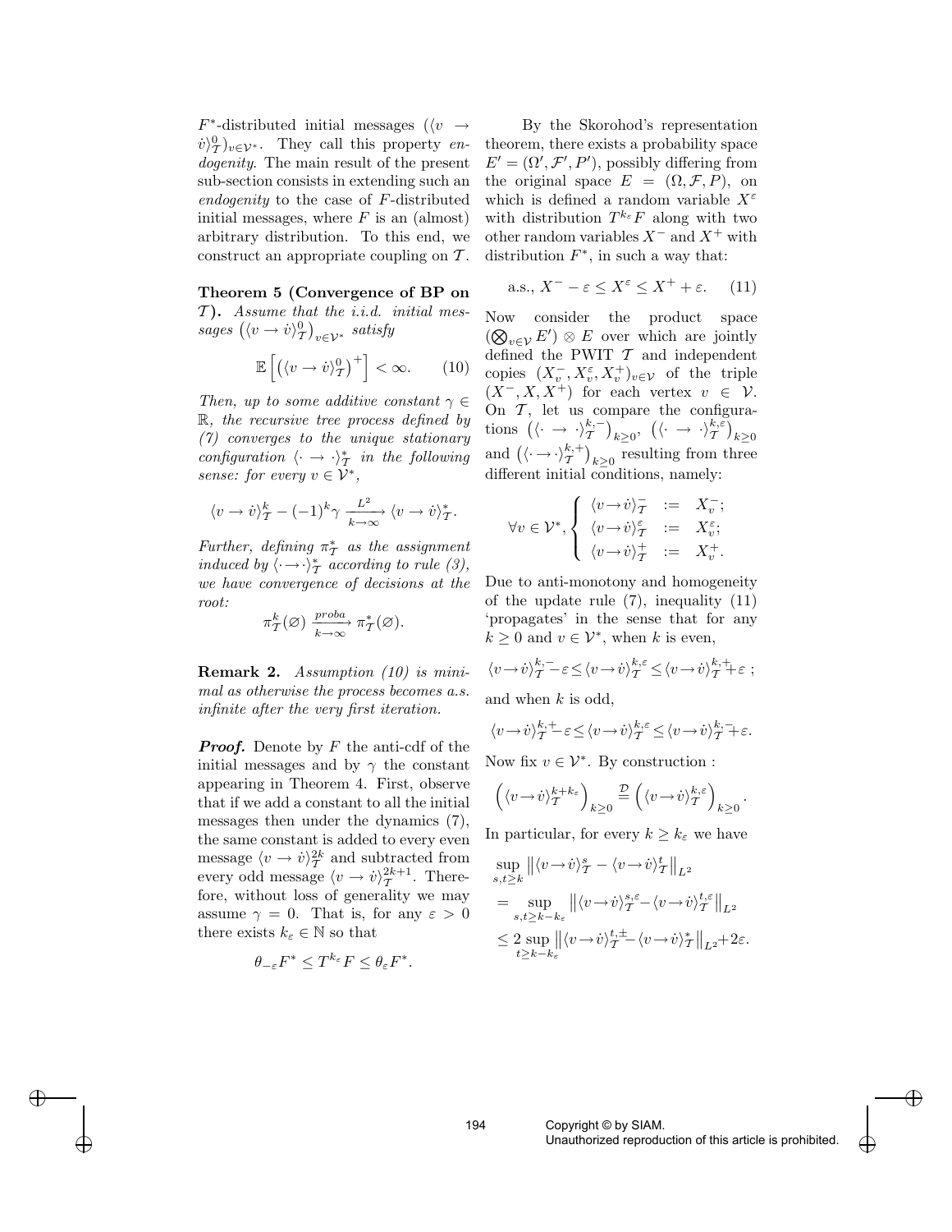$F^*$-distributed initial messages $(\langle v \to \dot{v}\rangle^0_{\mathcal{T}})_{v\in\mathcal{V}^*}$. They call this property *endogenity*. The main result of the present sub-section consists in extending such an *endogenity* to the case of $F$-distributed initial messages, where $F$ is an (almost) arbitrary distribution. To this end, we construct an appropriate coupling on $\mathcal{T}$.

**Theorem 5 (Convergence of BP on $\mathcal{T}$).** *Assume that the i.i.d. initial messages $\left(\langle v \to \dot{v}\rangle^0_{\mathcal{T}}\right)_{v\in\mathcal{V}^*}$ satisfy*

$$\mathbb{E}\left[\left(\langle v \to \dot{v}\rangle^0_{\mathcal{T}}\right)^+\right] < \infty. \tag{10}$$

*Then, up to some additive constant $\gamma \in \mathbb{R}$, the recursive tree process defined by (7) converges to the unique stationary configuration $\langle \cdot \to \cdot\rangle^*_{\mathcal{T}}$ in the following sense: for every $v \in \mathcal{V}^*$,*

$$\langle v \to \dot{v}\rangle^k_{\mathcal{T}} - (-1)^k\gamma \xrightarrow[k\to\infty]{L^2} \langle v \to \dot{v}\rangle^*_{\mathcal{T}}.$$

*Further, defining $\pi^*_{\mathcal{T}}$ as the assignment induced by $\langle \cdot \to \cdot\rangle^*_{\mathcal{T}}$ according to rule (3), we have convergence of decisions at the root:*

$$\pi^k_{\mathcal{T}}(\varnothing) \xrightarrow[k\to\infty]{proba} \pi^*_{\mathcal{T}}(\varnothing).$$

**Remark 2.** *Assumption (10) is minimal as otherwise the process becomes a.s. infinite after the very first iteration.*

***Proof.*** Denote by $F$ the anti-cdf of the initial messages and by $\gamma$ the constant appearing in Theorem 4. First, observe that if we add a constant to all the initial messages then under the dynamics (7), the same constant is added to every even message $\langle v \to \dot{v}\rangle^{2k}_{\mathcal{T}}$ and subtracted from every odd message $\langle v \to \dot{v}\rangle^{2k+1}_{\mathcal{T}}$. Therefore, without loss of generality we may assume $\gamma = 0$. That is, for any $\varepsilon > 0$ there exists $k_\varepsilon \in \mathbb{N}$ so that

$$\theta_{-\varepsilon}F^* \le T^{k_\varepsilon}F \le \theta_\varepsilon F^*.$$

By the Skorohod's representation theorem, there exists a probability space $E' = (\Omega', \mathcal{F}', P')$, possibly differing from the original space $E = (\Omega, \mathcal{F}, P)$, on which is defined a random variable $X^\varepsilon$ with distribution $T^{k_\varepsilon}F$ along with two other random variables $X^-$ and $X^+$ with distribution $F^*$, in such a way that:

$$\text{a.s., } X^- - \varepsilon \le X^\varepsilon \le X^+ + \varepsilon. \tag{11}$$

Now consider the product space $\left(\bigotimes_{v\in\mathcal{V}} E'\right) \otimes E$ over which are jointly defined the PWIT $\mathcal{T}$ and independent copies $(X^-_v, X^\varepsilon_v, X^+_v)_{v\in\mathcal{V}}$ of the triple $(X^-, X, X^+)$ for each vertex $v \in \mathcal{V}$. On $\mathcal{T}$, let us compare the configurations $\left(\langle \cdot \to \cdot\rangle^{k,-}_{\mathcal{T}}\right)_{k\ge 0}$, $\left(\langle \cdot \to \cdot\rangle^{k,\varepsilon}_{\mathcal{T}}\right)_{k\ge 0}$ and $\left(\langle \cdot \to \cdot\rangle^{k,+}_{\mathcal{T}}\right)_{k\ge 0}$ resulting from three different initial conditions, namely:

$$\forall v \in \mathcal{V}^*, \begin{cases} \langle v \to \dot{v}\rangle^-_{\mathcal{T}} &:= X^-_v; \\ \langle v \to \dot{v}\rangle^\varepsilon_{\mathcal{T}} &:= X^\varepsilon_v; \\ \langle v \to \dot{v}\rangle^+_{\mathcal{T}} &:= X^+_v. \end{cases}$$

Due to anti-monotony and homogeneity of the update rule (7), inequality (11) 'propagates' in the sense that for any $k \ge 0$ and $v \in \mathcal{V}^*$, when $k$ is even,

$$\langle v \to \dot{v}\rangle^{k,-}_{\mathcal{T}} - \varepsilon \le \langle v \to \dot{v}\rangle^{k,\varepsilon}_{\mathcal{T}} \le \langle v \to \dot{v}\rangle^{k,+}_{\mathcal{T}} + \varepsilon\ ;$$

and when $k$ is odd,

$$\langle v \to \dot{v}\rangle^{k,+}_{\mathcal{T}} - \varepsilon \le \langle v \to \dot{v}\rangle^{k,\varepsilon}_{\mathcal{T}} \le \langle v \to \dot{v}\rangle^{k,-}_{\mathcal{T}} + \varepsilon.$$

Now fix $v \in \mathcal{V}^*$. By construction :

$$\left(\langle v \to \dot{v}\rangle^{k+k_\varepsilon}_{\mathcal{T}}\right)_{k\ge 0} \stackrel{\mathcal{D}}{=} \left(\langle v \to \dot{v}\rangle^{k,\varepsilon}_{\mathcal{T}}\right)_{k\ge 0}.$$

In particular, for every $k \ge k_\varepsilon$ we have

$$\begin{aligned}
&\sup_{s,t\ge k} \left\|\langle v \to \dot{v}\rangle^s_{\mathcal{T}} - \langle v \to \dot{v}\rangle^t_{\mathcal{T}}\right\|_{L^2} \\
&= \sup_{s,t\ge k-k_\varepsilon} \left\|\langle v \to \dot{v}\rangle^{s,\varepsilon}_{\mathcal{T}} - \langle v \to \dot{v}\rangle^{t,\varepsilon}_{\mathcal{T}}\right\|_{L^2} \\
&\le 2 \sup_{t\ge k-k_\varepsilon} \left\|\langle v \to \dot{v}\rangle^{t,\pm}_{\mathcal{T}} - \langle v \to \dot{v}\rangle^*_{\mathcal{T}}\right\|_{L^2} + 2\varepsilon.
\end{aligned}$$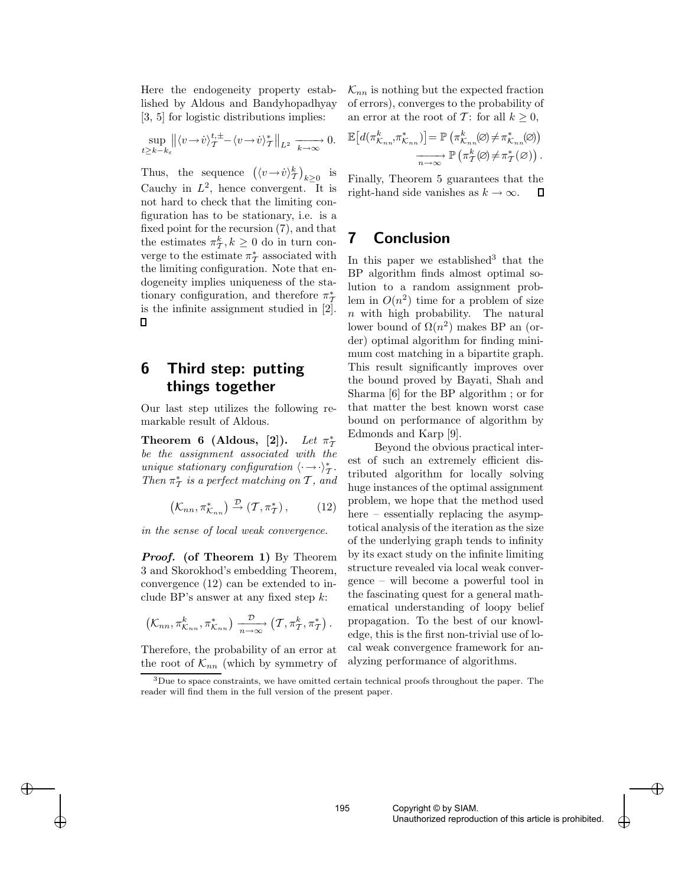Here the endogeneity property established by Aldous and Bandyhopadhyay [3, 5] for logistic distributions implies:

$$\sup_{t\geq k-k_\varepsilon} \left\| \langle v \to \dot{v} \rangle_{\mathcal{T}}^{t,\pm} - \langle v \to \dot{v} \rangle_{\mathcal{T}}^{*} \right\|_{L^2} \xrightarrow[k\to\infty]{} 0.$$

Thus, the sequence $\left(\langle v \to \dot{v} \rangle_{\mathcal{T}}^{k}\right)_{k\geq 0}$ is Cauchy in $L^2$, hence convergent. It is not hard to check that the limiting configuration has to be stationary, i.e. is a fixed point for the recursion (7), and that the estimates $\pi_{\mathcal{T}}^k, k \geq 0$ do in turn converge to the estimate $\pi_{\mathcal{T}}^*$ associated with the limiting configuration. Note that endogeneity implies uniqueness of the stationary configuration, and therefore $\pi_{\mathcal{T}}^*$ is the infinite assignment studied in [2]. $\square$

## 6 Third step: putting things together

Our last step utilizes the following remarkable result of Aldous.

**Theorem 6 (Aldous, [2]).** *Let $\pi_{\mathcal{T}}^*$ be the assignment associated with the unique stationary configuration $\langle \cdot \to \cdot \rangle_{\mathcal{T}}^*$. Then $\pi_{\mathcal{T}}^*$ is a perfect matching on $\mathcal{T}$, and*

$$\left(\mathcal{K}_{nn}, \pi_{\mathcal{K}_{nn}}^*\right) \xrightarrow{\mathcal{D}} \left(\mathcal{T}, \pi_{\mathcal{T}}^*\right), \qquad (12)$$

*in the sense of local weak convergence.*

***Proof.*** **(of Theorem 1)** By Theorem 3 and Skorokhod's embedding Theorem, convergence (12) can be extended to include BP's answer at any fixed step $k$:

$$\left(\mathcal{K}_{nn}, \pi_{\mathcal{K}_{nn}}^k, \pi_{\mathcal{K}_{nn}}^*\right) \xrightarrow[n\to\infty]{\mathcal{D}} \left(\mathcal{T}, \pi_{\mathcal{T}}^k, \pi_{\mathcal{T}}^*\right).$$

Therefore, the probability of an error at the root of $\mathcal{K}_{nn}$ (which by symmetry of $\mathcal{K}_{nn}$ is nothing but the expected fraction of errors), converges to the probability of an error at the root of $\mathcal{T}$: for all $k \geq 0$,

$$\mathbb{E}\left[d(\pi_{\mathcal{K}_{nn}}^k, \pi_{\mathcal{K}_{nn}}^*)\right] = \mathbb{P}\left(\pi_{\mathcal{K}_{nn}}^k(\varnothing) \neq \pi_{\mathcal{K}_{nn}}^*(\varnothing)\right) \xrightarrow[n\to\infty]{} \mathbb{P}\left(\pi_{\mathcal{T}}^k(\varnothing) \neq \pi_{\mathcal{T}}^*(\varnothing)\right).$$

Finally, Theorem 5 guarantees that the right-hand side vanishes as $k \to \infty$. $\square$

## 7 Conclusion

In this paper we established[3] that the BP algorithm finds almost optimal solution to a random assignment problem in $O(n^2)$ time for a problem of size $n$ with high probability. The natural lower bound of $\Omega(n^2)$ makes BP an (order) optimal algorithm for finding minimum cost matching in a bipartite graph. This result significantly improves over the bound proved by Bayati, Shah and Sharma [6] for the BP algorithm ; or for that matter the best known worst case bound on performance of algorithm by Edmonds and Karp [9].

Beyond the obvious practical interest of such an extremely efficient distributed algorithm for locally solving huge instances of the optimal assignment problem, we hope that the method used here – essentially replacing the asymptotical analysis of the iteration as the size of the underlying graph tends to infinity by its exact study on the infinite limiting structure revealed via local weak convergence – will become a powerful tool in the fascinating quest for a general mathematical understanding of loopy belief propagation. To the best of our knowledge, this is the first non-trivial use of local weak convergence framework for analyzing performance of algorithms.

[3] Due to space constraints, we have omitted certain technical proofs throughout the paper. The reader will find them in the full version of the present paper.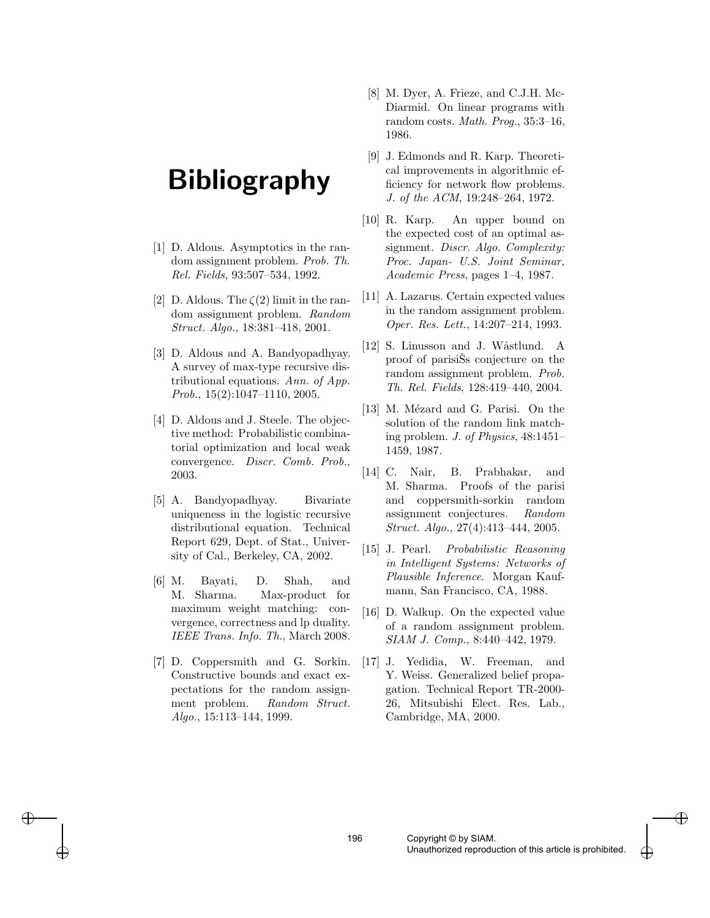# Bibliography

[1] D. Aldous. Asymptotics in the random assignment problem. *Prob. Th. Rel. Fields*, 93:507–534, 1992.

[2] D. Aldous. The $\zeta(2)$ limit in the random assignment problem. *Random Struct. Algo.*, 18:381–418, 2001.

[3] D. Aldous and A. Bandyopadhyay. A survey of max-type recursive distributional equations. *Ann. of App. Prob.*, 15(2):1047–1110, 2005.

[4] D. Aldous and J. Steele. The objective method: Probabilistic combinatorial optimization and local weak convergence. *Discr. Comb. Prob.*, 2003.

[5] A. Bandyopadhyay. Bivariate uniqueness in the logistic recursive distributional equation. Technical Report 629, Dept. of Stat., University of Cal., Berkeley, CA, 2002.

[6] M. Bayati, D. Shah, and M. Sharma. Max-product for maximum weight matching: convergence, correctness and lp duality. *IEEE Trans. Info. Th.*, March 2008.

[7] D. Coppersmith and G. Sorkin. Constructive bounds and exact expectations for the random assignment problem. *Random Struct. Algo.*, 15:113–144, 1999.

[8] M. Dyer, A. Frieze, and C.J.H. McDiarmid. On linear programs with random costs. *Math. Prog.*, 35:3–16, 1986.

[9] J. Edmonds and R. Karp. Theoretical improvements in algorithmic efficiency for network flow problems. *J. of the ACM*, 19:248–264, 1972.

[10] R. Karp. An upper bound on the expected cost of an optimal assignment. *Discr. Algo. Complexity: Proc. Japan- U.S. Joint Seminar, Academic Press*, pages 1–4, 1987.

[11] A. Lazarus. Certain expected values in the random assignment problem. *Oper. Res. Lett.*, 14:207–214, 1993.

[12] S. Linusson and J. Wåstlund. A proof of parisiŠs conjecture on the random assignment problem. *Prob. Th. Rel. Fields*, 128:419–440, 2004.

[13] M. Mézard and G. Parisi. On the solution of the random link matching problem. *J. of Physics*, 48:1451–1459, 1987.

[14] C. Nair, B. Prabhakar, and M. Sharma. Proofs of the parisi and coppersmith-sorkin random assignment conjectures. *Random Struct. Algo.*, 27(4):413–444, 2005.

[15] J. Pearl. *Probabilistic Reasoning in Intelligent Systems: Networks of Plausible Inference*. Morgan Kaufmann, San Francisco, CA, 1988.

[16] D. Walkup. On the expected value of a random assignment problem. *SIAM J. Comp.*, 8:440–442, 1979.

[17] J. Yedidia, W. Freeman, and Y. Weiss. Generalized belief propagation. Technical Report TR-2000-26, Mitsubishi Elect. Res. Lab., Cambridge, MA, 2000.

Copyright © by SIAM.
Unauthorized reproduction of this article is prohibited.